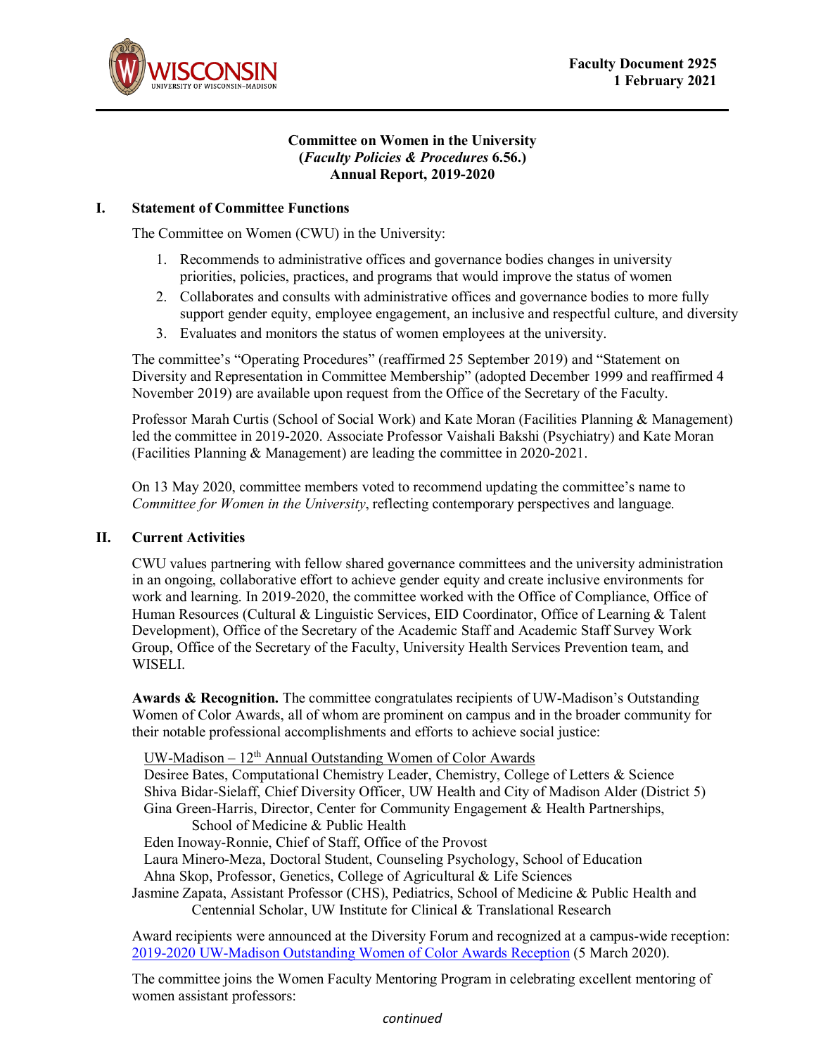Faculty Document 2925
1 February 2021

**Committee on Women in the University**
**(*Faculty Policies & Procedures* 6.56.)**
**Annual Report, 2019-2020**

## I. Statement of Committee Functions

The Committee on Women (CWU) in the University:

1. Recommends to administrative offices and governance bodies changes in university priorities, policies, practices, and programs that would improve the status of women
2. Collaborates and consults with administrative offices and governance bodies to more fully support gender equity, employee engagement, an inclusive and respectful culture, and diversity
3. Evaluates and monitors the status of women employees at the university.

The committee's "Operating Procedures" (reaffirmed 25 September 2019) and "Statement on Diversity and Representation in Committee Membership" (adopted December 1999 and reaffirmed 4 November 2019) are available upon request from the Office of the Secretary of the Faculty.

Professor Marah Curtis (School of Social Work) and Kate Moran (Facilities Planning & Management) led the committee in 2019-2020. Associate Professor Vaishali Bakshi (Psychiatry) and Kate Moran (Facilities Planning & Management) are leading the committee in 2020-2021.

On 13 May 2020, committee members voted to recommend updating the committee's name to *Committee for Women in the University*, reflecting contemporary perspectives and language.

## II. Current Activities

CWU values partnering with fellow shared governance committees and the university administration in an ongoing, collaborative effort to achieve gender equity and create inclusive environments for work and learning. In 2019-2020, the committee worked with the Office of Compliance, Office of Human Resources (Cultural & Linguistic Services, EID Coordinator, Office of Learning & Talent Development), Office of the Secretary of the Academic Staff and Academic Staff Survey Work Group, Office of the Secretary of the Faculty, University Health Services Prevention team, and WISELI.

**Awards & Recognition.** The committee congratulates recipients of UW-Madison's Outstanding Women of Color Awards, all of whom are prominent on campus and in the broader community for their notable professional accomplishments and efforts to achieve social justice:

UW-Madison – 12th Annual Outstanding Women of Color Awards
Desiree Bates, Computational Chemistry Leader, Chemistry, College of Letters & Science
Shiva Bidar-Sielaff, Chief Diversity Officer, UW Health and City of Madison Alder (District 5)
Gina Green-Harris, Director, Center for Community Engagement & Health Partnerships, School of Medicine & Public Health
Eden Inoway-Ronnie, Chief of Staff, Office of the Provost
Laura Minero-Meza, Doctoral Student, Counseling Psychology, School of Education
Ahna Skop, Professor, Genetics, College of Agricultural & Life Sciences
Jasmine Zapata, Assistant Professor (CHS), Pediatrics, School of Medicine & Public Health and Centennial Scholar, UW Institute for Clinical & Translational Research

Award recipients were announced at the Diversity Forum and recognized at a campus-wide reception: [2019-2020 UW-Madison Outstanding Women of Color Awards Reception](2019-2020 UW-Madison Outstanding Women of Color Awards Reception) (5 March 2020).

The committee joins the Women Faculty Mentoring Program in celebrating excellent mentoring of women assistant professors:

*continued*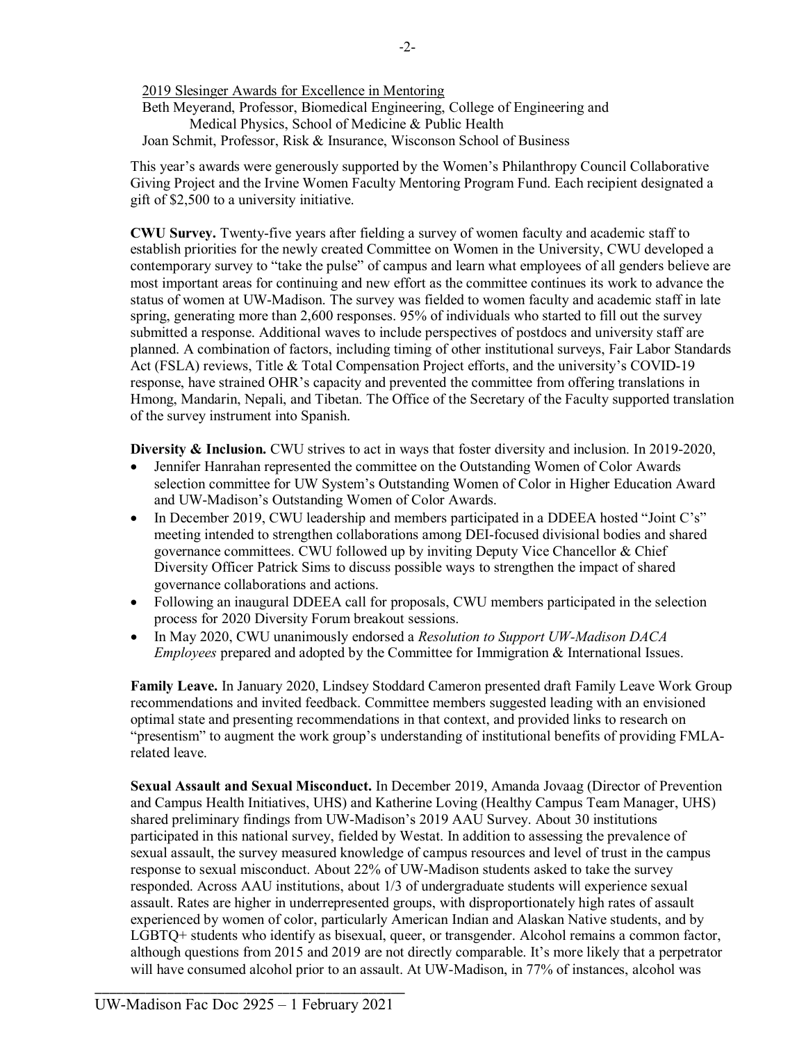2019 Slesinger Awards for Excellence in Mentoring
Beth Meyerand, Professor, Biomedical Engineering, College of Engineering and Medical Physics, School of Medicine & Public Health
Joan Schmit, Professor, Risk & Insurance, Wisconson School of Business

This year's awards were generously supported by the Women's Philanthropy Council Collaborative Giving Project and the Irvine Women Faculty Mentoring Program Fund. Each recipient designated a gift of $2,500 to a university initiative.

**CWU Survey.** Twenty-five years after fielding a survey of women faculty and academic staff to establish priorities for the newly created Committee on Women in the University, CWU developed a contemporary survey to "take the pulse" of campus and learn what employees of all genders believe are most important areas for continuing and new effort as the committee continues its work to advance the status of women at UW-Madison. The survey was fielded to women faculty and academic staff in late spring, generating more than 2,600 responses. 95% of individuals who started to fill out the survey submitted a response. Additional waves to include perspectives of postdocs and university staff are planned. A combination of factors, including timing of other institutional surveys, Fair Labor Standards Act (FSLA) reviews, Title & Total Compensation Project efforts, and the university's COVID-19 response, have strained OHR's capacity and prevented the committee from offering translations in Hmong, Mandarin, Nepali, and Tibetan. The Office of the Secretary of the Faculty supported translation of the survey instrument into Spanish.

**Diversity & Inclusion.** CWU strives to act in ways that foster diversity and inclusion. In 2019-2020,

- Jennifer Hanrahan represented the committee on the Outstanding Women of Color Awards selection committee for UW System's Outstanding Women of Color in Higher Education Award and UW-Madison's Outstanding Women of Color Awards.
- In December 2019, CWU leadership and members participated in a DDEEA hosted "Joint C's" meeting intended to strengthen collaborations among DEI-focused divisional bodies and shared governance committees. CWU followed up by inviting Deputy Vice Chancellor & Chief Diversity Officer Patrick Sims to discuss possible ways to strengthen the impact of shared governance collaborations and actions.
- Following an inaugural DDEEA call for proposals, CWU members participated in the selection process for 2020 Diversity Forum breakout sessions.
- In May 2020, CWU unanimously endorsed a *Resolution to Support UW-Madison DACA Employees* prepared and adopted by the Committee for Immigration & International Issues.

**Family Leave.** In January 2020, Lindsey Stoddard Cameron presented draft Family Leave Work Group recommendations and invited feedback. Committee members suggested leading with an envisioned optimal state and presenting recommendations in that context, and provided links to research on "presentism" to augment the work group's understanding of institutional benefits of providing FMLA-related leave.

**Sexual Assault and Sexual Misconduct.** In December 2019, Amanda Jovaag (Director of Prevention and Campus Health Initiatives, UHS) and Katherine Loving (Healthy Campus Team Manager, UHS) shared preliminary findings from UW-Madison's 2019 AAU Survey. About 30 institutions participated in this national survey, fielded by Westat. In addition to assessing the prevalence of sexual assault, the survey measured knowledge of campus resources and level of trust in the campus response to sexual misconduct. About 22% of UW-Madison students asked to take the survey responded. Across AAU institutions, about 1/3 of undergraduate students will experience sexual assault. Rates are higher in underrepresented groups, with disproportionately high rates of assault experienced by women of color, particularly American Indian and Alaskan Native students, and by LGBTQ+ students who identify as bisexual, queer, or transgender. Alcohol remains a common factor, although questions from 2015 and 2019 are not directly comparable. It's more likely that a perpetrator will have consumed alcohol prior to an assault. At UW-Madison, in 77% of instances, alcohol was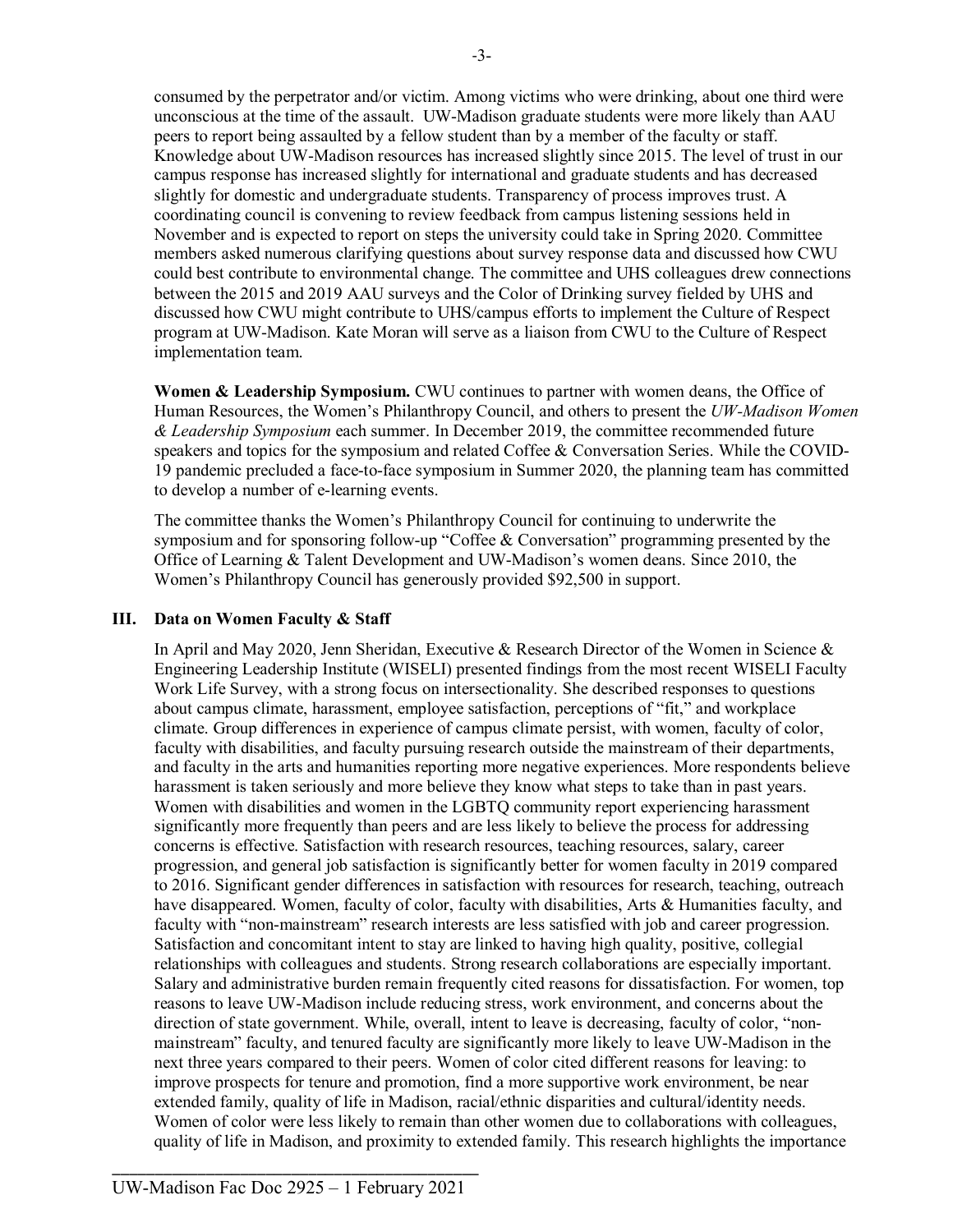consumed by the perpetrator and/or victim. Among victims who were drinking, about one third were unconscious at the time of the assault. UW-Madison graduate students were more likely than AAU peers to report being assaulted by a fellow student than by a member of the faculty or staff. Knowledge about UW-Madison resources has increased slightly since 2015. The level of trust in our campus response has increased slightly for international and graduate students and has decreased slightly for domestic and undergraduate students. Transparency of process improves trust. A coordinating council is convening to review feedback from campus listening sessions held in November and is expected to report on steps the university could take in Spring 2020. Committee members asked numerous clarifying questions about survey response data and discussed how CWU could best contribute to environmental change. The committee and UHS colleagues drew connections between the 2015 and 2019 AAU surveys and the Color of Drinking survey fielded by UHS and discussed how CWU might contribute to UHS/campus efforts to implement the Culture of Respect program at UW-Madison. Kate Moran will serve as a liaison from CWU to the Culture of Respect implementation team.

**Women & Leadership Symposium.** CWU continues to partner with women deans, the Office of Human Resources, the Women's Philanthropy Council, and others to present the *UW-Madison Women & Leadership Symposium* each summer. In December 2019, the committee recommended future speakers and topics for the symposium and related Coffee & Conversation Series. While the COVID-19 pandemic precluded a face-to-face symposium in Summer 2020, the planning team has committed to develop a number of e-learning events.

The committee thanks the Women's Philanthropy Council for continuing to underwrite the symposium and for sponsoring follow-up "Coffee & Conversation" programming presented by the Office of Learning & Talent Development and UW-Madison's women deans. Since 2010, the Women's Philanthropy Council has generously provided $92,500 in support.

## III. Data on Women Faculty & Staff

In April and May 2020, Jenn Sheridan, Executive & Research Director of the Women in Science & Engineering Leadership Institute (WISELI) presented findings from the most recent WISELI Faculty Work Life Survey, with a strong focus on intersectionality. She described responses to questions about campus climate, harassment, employee satisfaction, perceptions of "fit," and workplace climate. Group differences in experience of campus climate persist, with women, faculty of color, faculty with disabilities, and faculty pursuing research outside the mainstream of their departments, and faculty in the arts and humanities reporting more negative experiences. More respondents believe harassment is taken seriously and more believe they know what steps to take than in past years. Women with disabilities and women in the LGBTQ community report experiencing harassment significantly more frequently than peers and are less likely to believe the process for addressing concerns is effective. Satisfaction with research resources, teaching resources, salary, career progression, and general job satisfaction is significantly better for women faculty in 2019 compared to 2016. Significant gender differences in satisfaction with resources for research, teaching, outreach have disappeared. Women, faculty of color, faculty with disabilities, Arts & Humanities faculty, and faculty with "non-mainstream" research interests are less satisfied with job and career progression. Satisfaction and concomitant intent to stay are linked to having high quality, positive, collegial relationships with colleagues and students. Strong research collaborations are especially important. Salary and administrative burden remain frequently cited reasons for dissatisfaction. For women, top reasons to leave UW-Madison include reducing stress, work environment, and concerns about the direction of state government. While, overall, intent to leave is decreasing, faculty of color, "non-mainstream" faculty, and tenured faculty are significantly more likely to leave UW-Madison in the next three years compared to their peers. Women of color cited different reasons for leaving: to improve prospects for tenure and promotion, find a more supportive work environment, be near extended family, quality of life in Madison, racial/ethnic disparities and cultural/identity needs. Women of color were less likely to remain than other women due to collaborations with colleagues, quality of life in Madison, and proximity to extended family. This research highlights the importance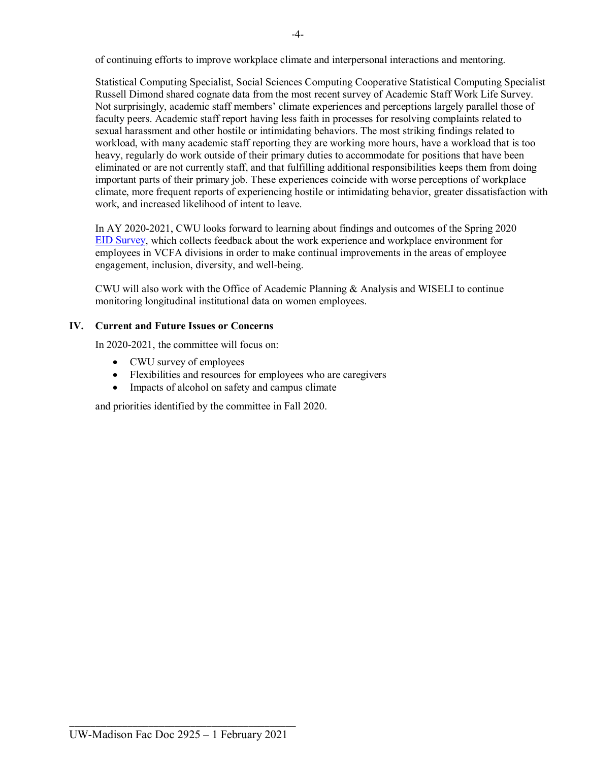of continuing efforts to improve workplace climate and interpersonal interactions and mentoring.

Statistical Computing Specialist, Social Sciences Computing Cooperative Statistical Computing Specialist Russell Dimond shared cognate data from the most recent survey of Academic Staff Work Life Survey. Not surprisingly, academic staff members' climate experiences and perceptions largely parallel those of faculty peers. Academic staff report having less faith in processes for resolving complaints related to sexual harassment and other hostile or intimidating behaviors. The most striking findings related to workload, with many academic staff reporting they are working more hours, have a workload that is too heavy, regularly do work outside of their primary duties to accommodate for positions that have been eliminated or are not currently staff, and that fulfilling additional responsibilities keeps them from doing important parts of their primary job. These experiences coincide with worse perceptions of workplace climate, more frequent reports of experiencing hostile or intimidating behavior, greater dissatisfaction with work, and increased likelihood of intent to leave.

In AY 2020-2021, CWU looks forward to learning about findings and outcomes of the Spring 2020 EID Survey, which collects feedback about the work experience and workplace environment for employees in VCFA divisions in order to make continual improvements in the areas of employee engagement, inclusion, diversity, and well-being.

CWU will also work with the Office of Academic Planning & Analysis and WISELI to continue monitoring longitudinal institutional data on women employees.

## IV. Current and Future Issues or Concerns

In 2020-2021, the committee will focus on:

- CWU survey of employees
- Flexibilities and resources for employees who are caregivers
- Impacts of alcohol on safety and campus climate

and priorities identified by the committee in Fall 2020.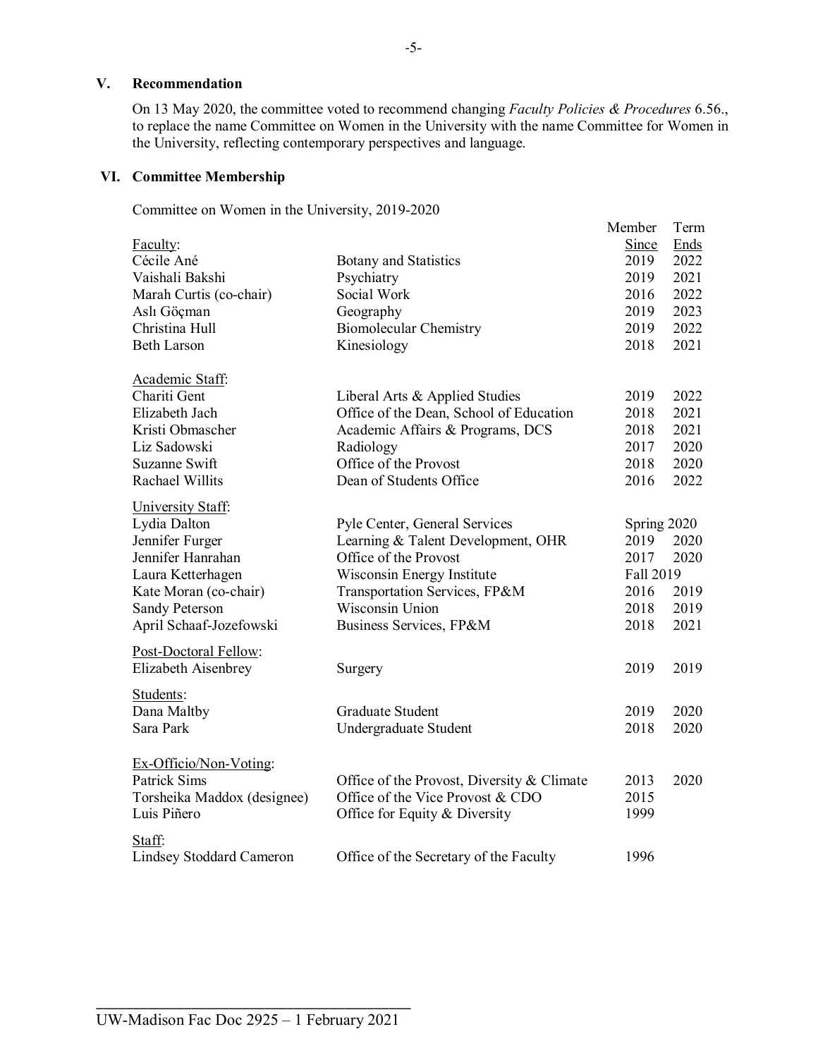## V. Recommendation

On 13 May 2020, the committee voted to recommend changing *Faculty Policies & Procedures* 6.56., to replace the name Committee on Women in the University with the name Committee for Women in the University, reflecting contemporary perspectives and language.

## VI. Committee Membership

Committee on Women in the University, 2019-2020

| | | Member Since | Term Ends |
|---|---|---|---|
| Faculty: | | | |
| Cécile Ané | Botany and Statistics | 2019 | 2022 |
| Vaishali Bakshi | Psychiatry | 2019 | 2021 |
| Marah Curtis (co-chair) | Social Work | 2016 | 2022 |
| Aslı Göçman | Geography | 2019 | 2023 |
| Christina Hull | Biomolecular Chemistry | 2019 | 2022 |
| Beth Larson | Kinesiology | 2018 | 2021 |
| Academic Staff: | | | |
| Chariti Gent | Liberal Arts & Applied Studies | 2019 | 2022 |
| Elizabeth Jach | Office of the Dean, School of Education | 2018 | 2021 |
| Kristi Obmascher | Academic Affairs & Programs, DCS | 2018 | 2021 |
| Liz Sadowski | Radiology | 2017 | 2020 |
| Suzanne Swift | Office of the Provost | 2018 | 2020 |
| Rachael Willits | Dean of Students Office | 2016 | 2022 |
| University Staff: | | | |
| Lydia Dalton | Pyle Center, General Services | Spring 2020 | |
| Jennifer Furger | Learning & Talent Development, OHR | 2019 | 2020 |
| Jennifer Hanrahan | Office of the Provost | 2017 | 2020 |
| Laura Ketterhagen | Wisconsin Energy Institute | Fall 2019 | |
| Kate Moran (co-chair) | Transportation Services, FP&M | 2016 | 2019 |
| Sandy Peterson | Wisconsin Union | 2018 | 2019 |
| April Schaaf-Jozefowski | Business Services, FP&M | 2018 | 2021 |
| Post-Doctoral Fellow: | | | |
| Elizabeth Aisenbrey | Surgery | 2019 | 2019 |
| Students: | | | |
| Dana Maltby | Graduate Student | 2019 | 2020 |
| Sara Park | Undergraduate Student | 2018 | 2020 |
| Ex-Officio/Non-Voting: | | | |
| Patrick Sims | Office of the Provost, Diversity & Climate | 2013 | 2020 |
| Torsheika Maddox (designee) | Office of the Vice Provost & CDO | 2015 | |
| Luis Piñero | Office for Equity & Diversity | 1999 | |
| Staff: | | | |
| Lindsey Stoddard Cameron | Office of the Secretary of the Faculty | 1996 | |

UW-Madison Fac Doc 2925 – 1 February 2021